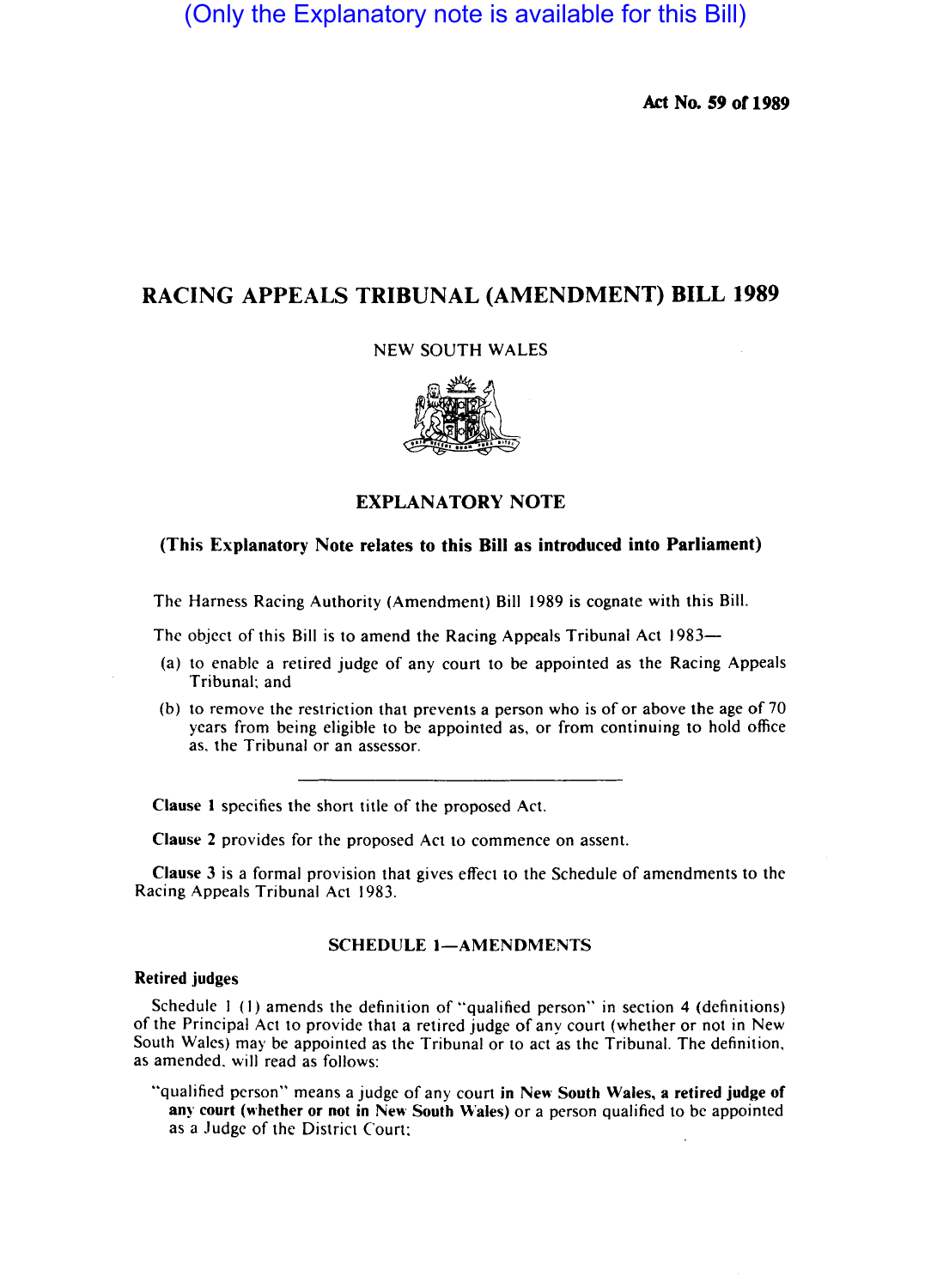(Only the Explanatory note is available for this Bill)

**Act No. 59 of 1989**

# RACING APPEALS TRIBUNAL (AMENDMENT) BILL 1989

NEW SOUTH WALES

## EXPLANATORY NOTE

**(This Explanatory Note relates to this Bill as introduced into Parliament)**

The Harness Racing Authority (Amendment) Bill 1989 is cognate with this Bill.

The object of this Bill is to amend the Racing Appeals Tribunal Act 1983—

(a) to enable a retired judge of any court to be appointed as the Racing Appeals Tribunal; and

(b) to remove the restriction that prevents a person who is of or above the age of 70 years from being eligible to be appointed as, or from continuing to hold office as, the Tribunal or an assessor.

---

**Clause 1** specifies the short title of the proposed Act.

**Clause 2** provides for the proposed Act to commence on assent.

**Clause 3** is a formal provision that gives effect to the Schedule of amendments to the Racing Appeals Tribunal Act 1983.

### SCHEDULE 1—AMENDMENTS

**Retired judges**

Schedule 1 (1) amends the definition of "qualified person" in section 4 (definitions) of the Principal Act to provide that a retired judge of any court (whether or not in New South Wales) may be appointed as the Tribunal or to act as the Tribunal. The definition, as amended, will read as follows:

"qualified person" means a judge of any court **in New South Wales, a retired judge of any court (whether or not in New South Wales)** or a person qualified to be appointed as a Judge of the District Court;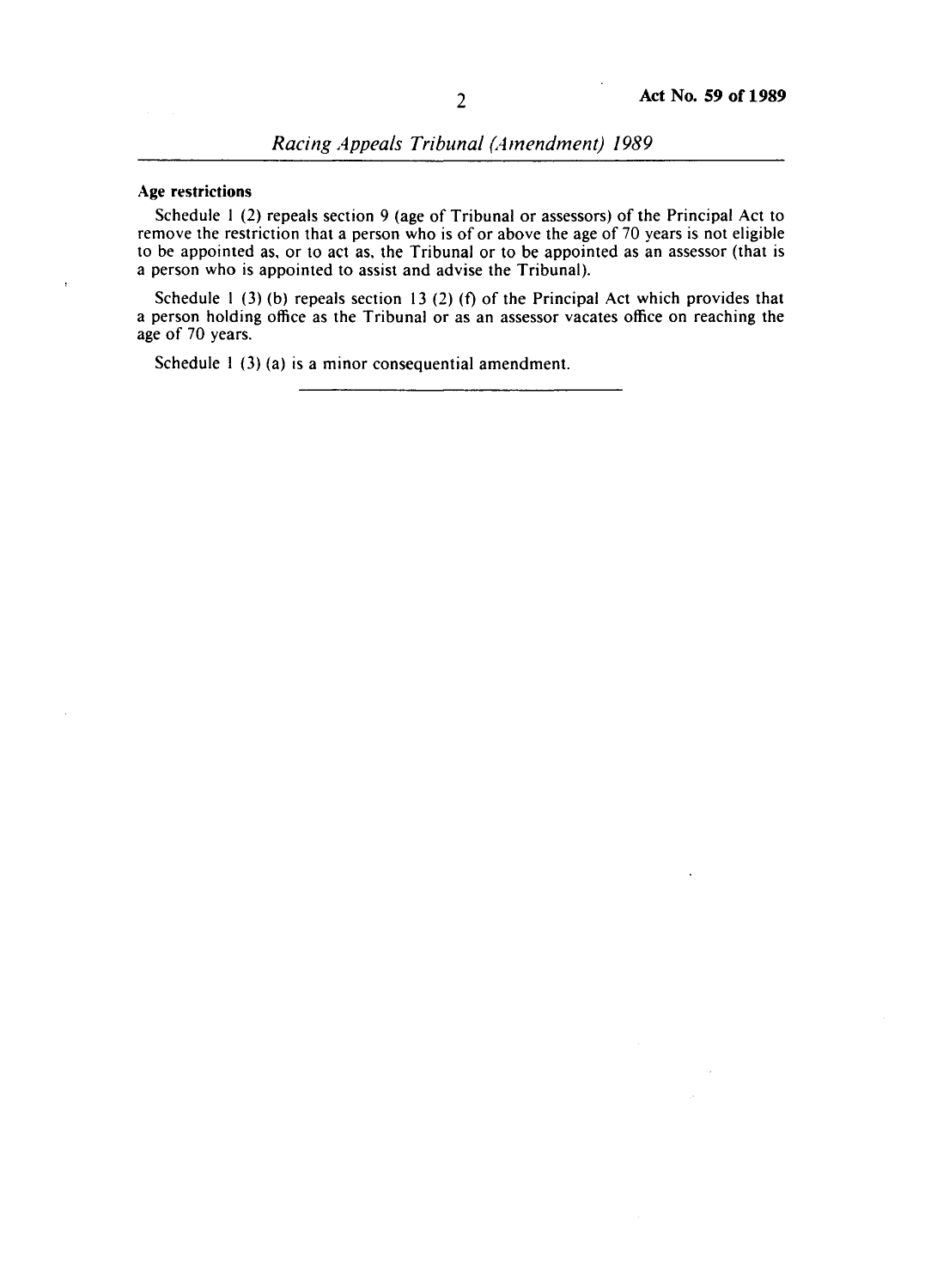**Age restrictions**

Schedule 1 (2) repeals section 9 (age of Tribunal or assessors) of the Principal Act to remove the restriction that a person who is of or above the age of 70 years is not eligible to be appointed as, or to act as, the Tribunal or to be appointed as an assessor (that is a person who is appointed to assist and advise the Tribunal).

Schedule 1 (3) (b) repeals section 13 (2) (f) of the Principal Act which provides that a person holding office as the Tribunal or as an assessor vacates office on reaching the age of 70 years.

Schedule 1 (3) (a) is a minor consequential amendment.